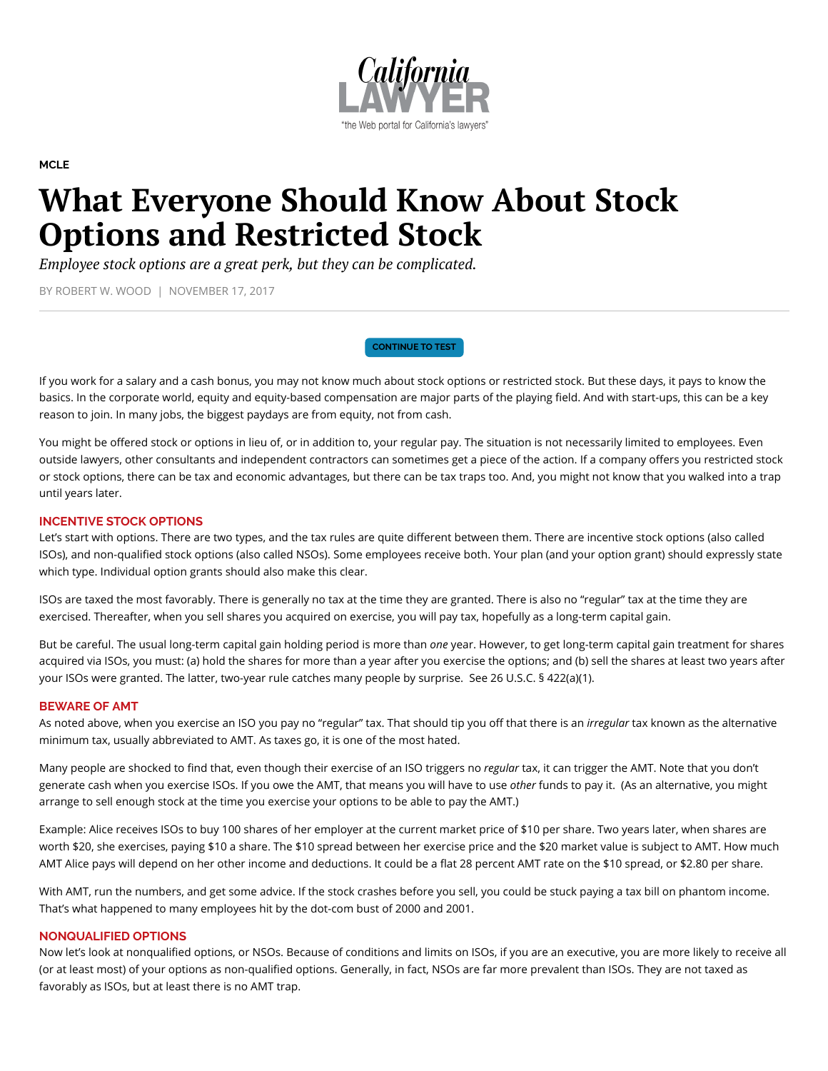MCLE

# What Everyone Should Know About Stock Options and Restricted Stock

*Employee stock options are a great perk, but they can be complicated.*

BY ROBERT W. WOOD | NOVEMBER 17, 2017

CONTINUE TO TEST

If you work for a salary and a cash bonus, you may not know much about stock options or restricted stock. But these days, it pays to know the basics. In the corporate world, equity and equity-based compensation are major parts of the playing field. And with start-ups, this can be a key reason to join. In many jobs, the biggest paydays are from equity, not from cash.

You might be offered stock or options in lieu of, or in addition to, your regular pay. The situation is not necessarily limited to employees. Even outside lawyers, other consultants and independent contractors can sometimes get a piece of the action. If a company offers you restricted stock or stock options, there can be tax and economic advantages, but there can be tax traps too. And, you might not know that you walked into a trap until years later.

## INCENTIVE STOCK OPTIONS

Let's start with options. There are two types, and the tax rules are quite different between them. There are incentive stock options (also called ISOs), and non-qualified stock options (also called NSOs). Some employees receive both. Your plan (and your option grant) should expressly state which type. Individual option grants should also make this clear.

ISOs are taxed the most favorably. There is generally no tax at the time they are granted. There is also no "regular" tax at the time they are exercised. Thereafter, when you sell shares you acquired on exercise, you will pay tax, hopefully as a long-term capital gain.

But be careful. The usual long-term capital gain holding period is more than *one* year. However, to get long-term capital gain treatment for shares acquired via ISOs, you must: (a) hold the shares for more than a year after you exercise the options; and (b) sell the shares at least two years after your ISOs were granted. The latter, two-year rule catches many people by surprise. See 26 U.S.C. § 422(a)(1).

## BEWARE OF AMT

As noted above, when you exercise an ISO you pay no "regular" tax. That should tip you off that there is an *irregular* tax known as the alternative minimum tax, usually abbreviated to AMT. As taxes go, it is one of the most hated.

Many people are shocked to find that, even though their exercise of an ISO triggers no *regular* tax, it can trigger the AMT. Note that you don't generate cash when you exercise ISOs. If you owe the AMT, that means you will have to use *other* funds to pay it. (As an alternative, you might arrange to sell enough stock at the time you exercise your options to be able to pay the AMT.)

Example: Alice receives ISOs to buy 100 shares of her employer at the current market price of $10 per share. Two years later, when shares are worth $20, she exercises, paying $10 a share. The $10 spread between her exercise price and the $20 market value is subject to AMT. How much AMT Alice pays will depend on her other income and deductions. It could be a flat 28 percent AMT rate on the $10 spread, or $2.80 per share.

With AMT, run the numbers, and get some advice. If the stock crashes before you sell, you could be stuck paying a tax bill on phantom income. That's what happened to many employees hit by the dot-com bust of 2000 and 2001.

## NONQUALIFIED OPTIONS

Now let's look at nonqualified options, or NSOs. Because of conditions and limits on ISOs, if you are an executive, you are more likely to receive all (or at least most) of your options as non-qualified options. Generally, in fact, NSOs are far more prevalent than ISOs. They are not taxed as favorably as ISOs, but at least there is no AMT trap.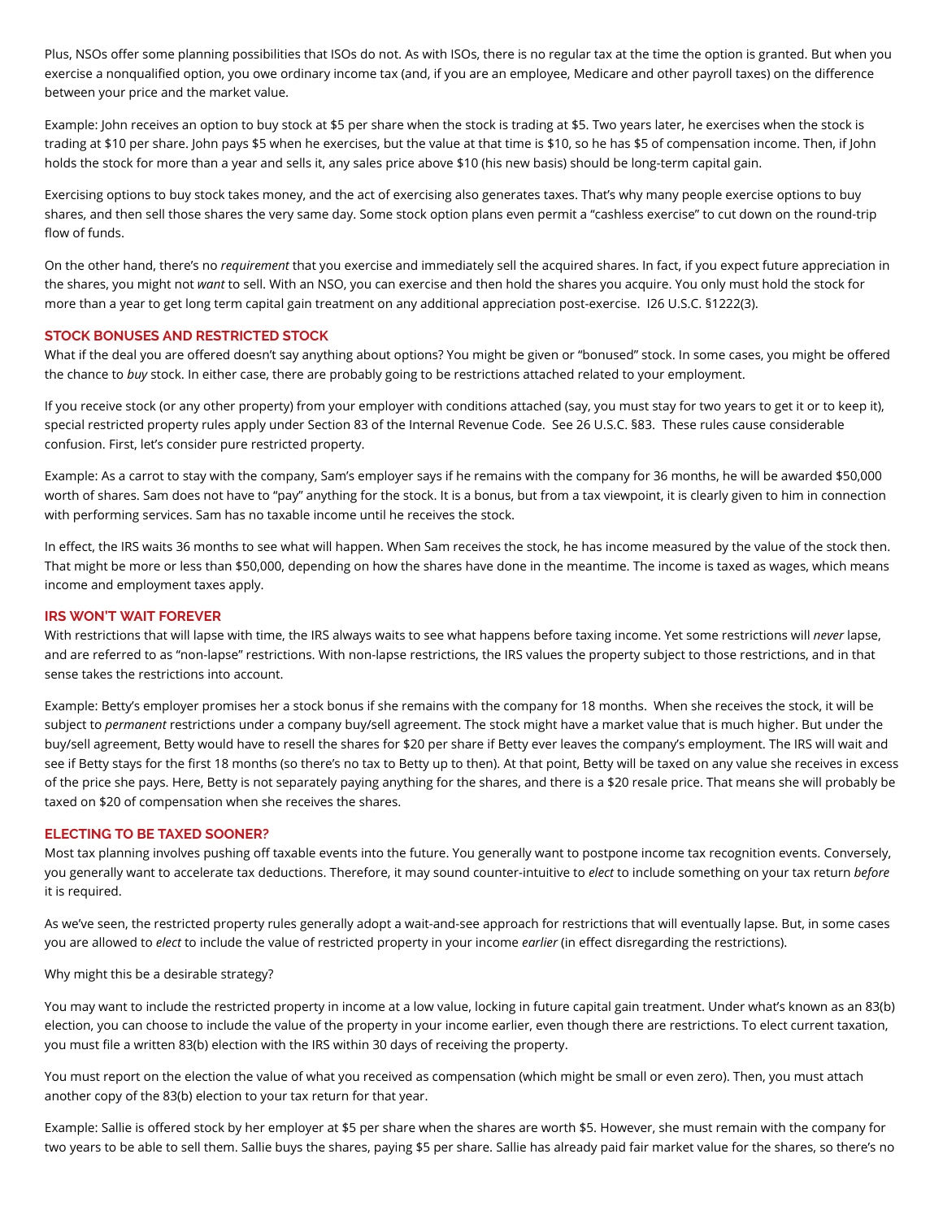Plus, NSOs offer some planning possibilities that ISOs do not. As with ISOs, there is no regular tax at the time the option is granted. But when you exercise a nonqualified option, you owe ordinary income tax (and, if you are an employee, Medicare and other payroll taxes) on the difference between your price and the market value.

Example: John receives an option to buy stock at $5 per share when the stock is trading at $5. Two years later, he exercises when the stock is trading at $10 per share. John pays $5 when he exercises, but the value at that time is $10, so he has $5 of compensation income. Then, if John holds the stock for more than a year and sells it, any sales price above $10 (his new basis) should be long-term capital gain.

Exercising options to buy stock takes money, and the act of exercising also generates taxes. That's why many people exercise options to buy shares, and then sell those shares the very same day. Some stock option plans even permit a "cashless exercise" to cut down on the round-trip flow of funds.

On the other hand, there's no *requirement* that you exercise and immediately sell the acquired shares. In fact, if you expect future appreciation in the shares, you might not *want* to sell. With an NSO, you can exercise and then hold the shares you acquire. You only must hold the stock for more than a year to get long term capital gain treatment on any additional appreciation post-exercise. I26 U.S.C. §1222(3).

## STOCK BONUSES AND RESTRICTED STOCK

What if the deal you are offered doesn't say anything about options? You might be given or "bonused" stock. In some cases, you might be offered the chance to *buy* stock. In either case, there are probably going to be restrictions attached related to your employment.

If you receive stock (or any other property) from your employer with conditions attached (say, you must stay for two years to get it or to keep it), special restricted property rules apply under Section 83 of the Internal Revenue Code. See 26 U.S.C. §83. These rules cause considerable confusion. First, let's consider pure restricted property.

Example: As a carrot to stay with the company, Sam's employer says if he remains with the company for 36 months, he will be awarded $50,000 worth of shares. Sam does not have to "pay" anything for the stock. It is a bonus, but from a tax viewpoint, it is clearly given to him in connection with performing services. Sam has no taxable income until he receives the stock.

In effect, the IRS waits 36 months to see what will happen. When Sam receives the stock, he has income measured by the value of the stock then. That might be more or less than $50,000, depending on how the shares have done in the meantime. The income is taxed as wages, which means income and employment taxes apply.

## IRS WON'T WAIT FOREVER

With restrictions that will lapse with time, the IRS always waits to see what happens before taxing income. Yet some restrictions will *never* lapse, and are referred to as "non-lapse" restrictions. With non-lapse restrictions, the IRS values the property subject to those restrictions, and in that sense takes the restrictions into account.

Example: Betty's employer promises her a stock bonus if she remains with the company for 18 months. When she receives the stock, it will be subject to *permanent* restrictions under a company buy/sell agreement. The stock might have a market value that is much higher. But under the buy/sell agreement, Betty would have to resell the shares for $20 per share if Betty ever leaves the company's employment. The IRS will wait and see if Betty stays for the first 18 months (so there's no tax to Betty up to then). At that point, Betty will be taxed on any value she receives in excess of the price she pays. Here, Betty is not separately paying anything for the shares, and there is a $20 resale price. That means she will probably be taxed on $20 of compensation when she receives the shares.

## ELECTING TO BE TAXED SOONER?

Most tax planning involves pushing off taxable events into the future. You generally want to postpone income tax recognition events. Conversely, you generally want to accelerate tax deductions. Therefore, it may sound counter-intuitive to *elect* to include something on your tax return *before* it is required.

As we've seen, the restricted property rules generally adopt a wait-and-see approach for restrictions that will eventually lapse. But, in some cases you are allowed to *elect* to include the value of restricted property in your income *earlier* (in effect disregarding the restrictions).

Why might this be a desirable strategy?

You may want to include the restricted property in income at a low value, locking in future capital gain treatment. Under what's known as an 83(b) election, you can choose to include the value of the property in your income earlier, even though there are restrictions. To elect current taxation, you must file a written 83(b) election with the IRS within 30 days of receiving the property.

You must report on the election the value of what you received as compensation (which might be small or even zero). Then, you must attach another copy of the 83(b) election to your tax return for that year.

Example: Sallie is offered stock by her employer at $5 per share when the shares are worth $5. However, she must remain with the company for two years to be able to sell them. Sallie buys the shares, paying $5 per share. Sallie has already paid fair market value for the shares, so there's no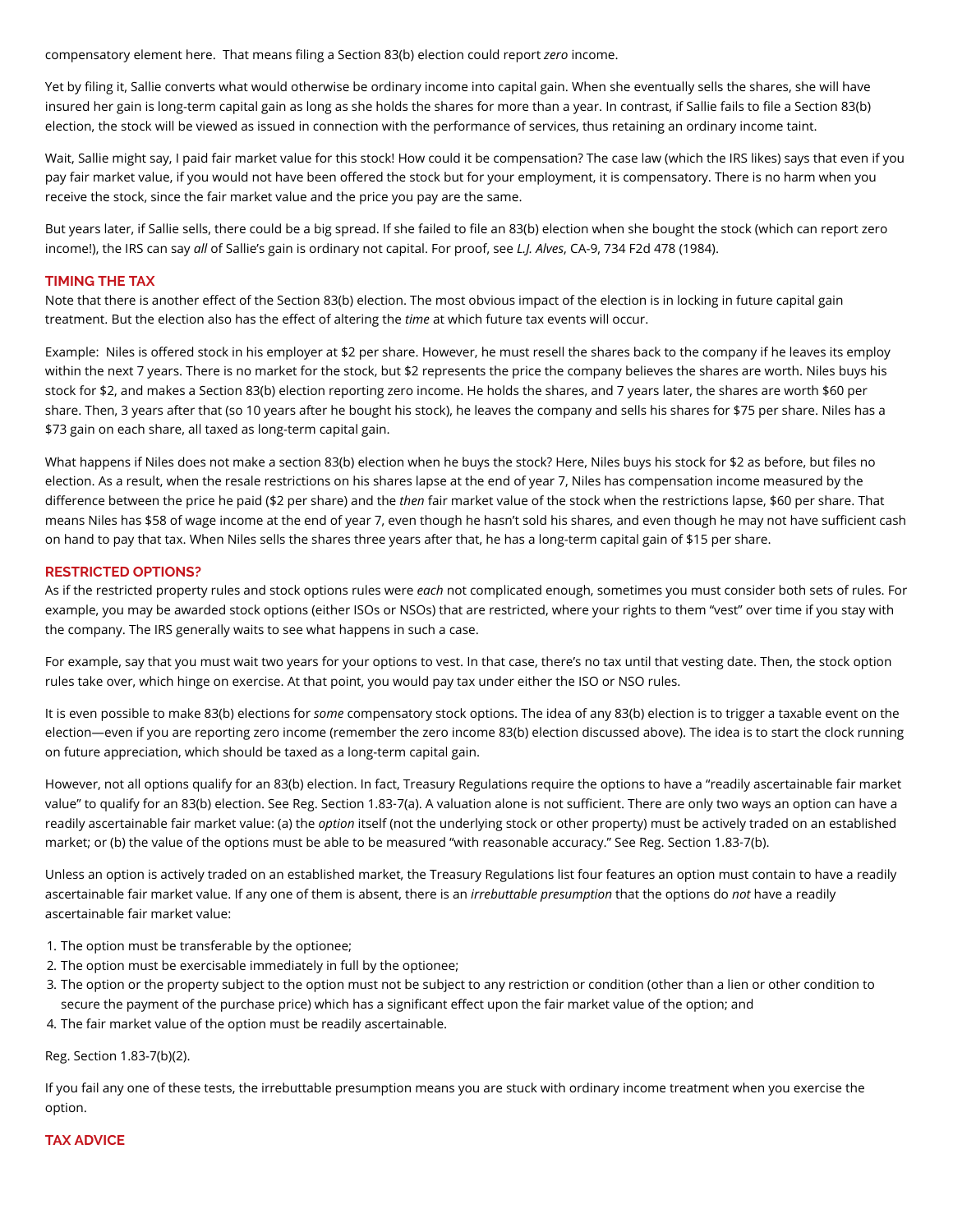compensatory element here. That means filing a Section 83(b) election could report *zero* income.

Yet by filing it, Sallie converts what would otherwise be ordinary income into capital gain. When she eventually sells the shares, she will have insured her gain is long-term capital gain as long as she holds the shares for more than a year. In contrast, if Sallie fails to file a Section 83(b) election, the stock will be viewed as issued in connection with the performance of services, thus retaining an ordinary income taint.

Wait, Sallie might say, I paid fair market value for this stock! How could it be compensation? The case law (which the IRS likes) says that even if you pay fair market value, if you would not have been offered the stock but for your employment, it is compensatory. There is no harm when you receive the stock, since the fair market value and the price you pay are the same.

But years later, if Sallie sells, there could be a big spread. If she failed to file an 83(b) election when she bought the stock (which can report zero income!), the IRS can say *all* of Sallie's gain is ordinary not capital. For proof, see *L.J. Alves*, CA-9, 734 F2d 478 (1984).

## TIMING THE TAX

Note that there is another effect of the Section 83(b) election. The most obvious impact of the election is in locking in future capital gain treatment. But the election also has the effect of altering the *time* at which future tax events will occur.

Example: Niles is offered stock in his employer at $2 per share. However, he must resell the shares back to the company if he leaves its employ within the next 7 years. There is no market for the stock, but $2 represents the price the company believes the shares are worth. Niles buys his stock for $2, and makes a Section 83(b) election reporting zero income. He holds the shares, and 7 years later, the shares are worth $60 per share. Then, 3 years after that (so 10 years after he bought his stock), he leaves the company and sells his shares for $75 per share. Niles has a $73 gain on each share, all taxed as long-term capital gain.

What happens if Niles does not make a section 83(b) election when he buys the stock? Here, Niles buys his stock for $2 as before, but files no election. As a result, when the resale restrictions on his shares lapse at the end of year 7, Niles has compensation income measured by the difference between the price he paid ($2 per share) and the *then* fair market value of the stock when the restrictions lapse, $60 per share. That means Niles has $58 of wage income at the end of year 7, even though he hasn't sold his shares, and even though he may not have sufficient cash on hand to pay that tax. When Niles sells the shares three years after that, he has a long-term capital gain of $15 per share.

## RESTRICTED OPTIONS?

As if the restricted property rules and stock options rules were *each* not complicated enough, sometimes you must consider both sets of rules. For example, you may be awarded stock options (either ISOs or NSOs) that are restricted, where your rights to them "vest" over time if you stay with the company. The IRS generally waits to see what happens in such a case.

For example, say that you must wait two years for your options to vest. In that case, there's no tax until that vesting date. Then, the stock option rules take over, which hinge on exercise. At that point, you would pay tax under either the ISO or NSO rules.

It is even possible to make 83(b) elections for *some* compensatory stock options. The idea of any 83(b) election is to trigger a taxable event on the election—even if you are reporting zero income (remember the zero income 83(b) election discussed above). The idea is to start the clock running on future appreciation, which should be taxed as a long-term capital gain.

However, not all options qualify for an 83(b) election. In fact, Treasury Regulations require the options to have a "readily ascertainable fair market value" to qualify for an 83(b) election. See Reg. Section 1.83-7(a). A valuation alone is not sufficient. There are only two ways an option can have a readily ascertainable fair market value: (a) the *option* itself (not the underlying stock or other property) must be actively traded on an established market; or (b) the value of the options must be able to be measured "with reasonable accuracy." See Reg. Section 1.83-7(b).

Unless an option is actively traded on an established market, the Treasury Regulations list four features an option must contain to have a readily ascertainable fair market value. If any one of them is absent, there is an *irrebuttable presumption* that the options do *not* have a readily ascertainable fair market value:

1. The option must be transferable by the optionee;
2. The option must be exercisable immediately in full by the optionee;
3. The option or the property subject to the option must not be subject to any restriction or condition (other than a lien or other condition to secure the payment of the purchase price) which has a significant effect upon the fair market value of the option; and
4. The fair market value of the option must be readily ascertainable.

Reg. Section 1.83-7(b)(2).

If you fail any one of these tests, the irrebuttable presumption means you are stuck with ordinary income treatment when you exercise the option.

## TAX ADVICE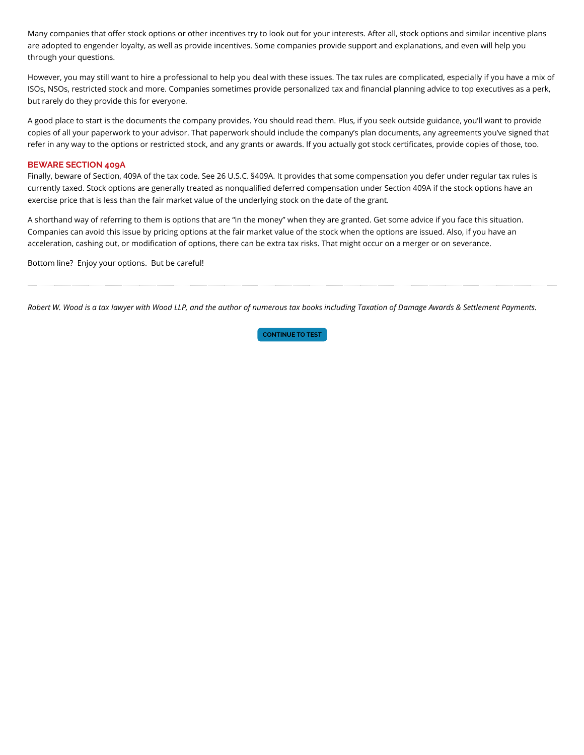Many companies that offer stock options or other incentives try to look out for your interests. After all, stock options and similar incentive plans are adopted to engender loyalty, as well as provide incentives. Some companies provide support and explanations, and even will help you through your questions.

However, you may still want to hire a professional to help you deal with these issues. The tax rules are complicated, especially if you have a mix of ISOs, NSOs, restricted stock and more. Companies sometimes provide personalized tax and financial planning advice to top executives as a perk, but rarely do they provide this for everyone.

A good place to start is the documents the company provides. You should read them. Plus, if you seek outside guidance, you'll want to provide copies of all your paperwork to your advisor. That paperwork should include the company's plan documents, any agreements you've signed that refer in any way to the options or restricted stock, and any grants or awards. If you actually got stock certificates, provide copies of those, too.

## BEWARE SECTION 409A

Finally, beware of Section, 409A of the tax code. See 26 U.S.C. §409A. It provides that some compensation you defer under regular tax rules is currently taxed. Stock options are generally treated as nonqualified deferred compensation under Section 409A if the stock options have an exercise price that is less than the fair market value of the underlying stock on the date of the grant.

A shorthand way of referring to them is options that are "in the money" when they are granted. Get some advice if you face this situation. Companies can avoid this issue by pricing options at the fair market value of the stock when the options are issued. Also, if you have an acceleration, cashing out, or modification of options, there can be extra tax risks. That might occur on a merger or on severance.

Bottom line? Enjoy your options. But be careful!

---

*Robert W. Wood is a tax lawyer with Wood LLP, and the author of numerous tax books including Taxation of Damage Awards & Settlement Payments.*

CONTINUE TO TEST